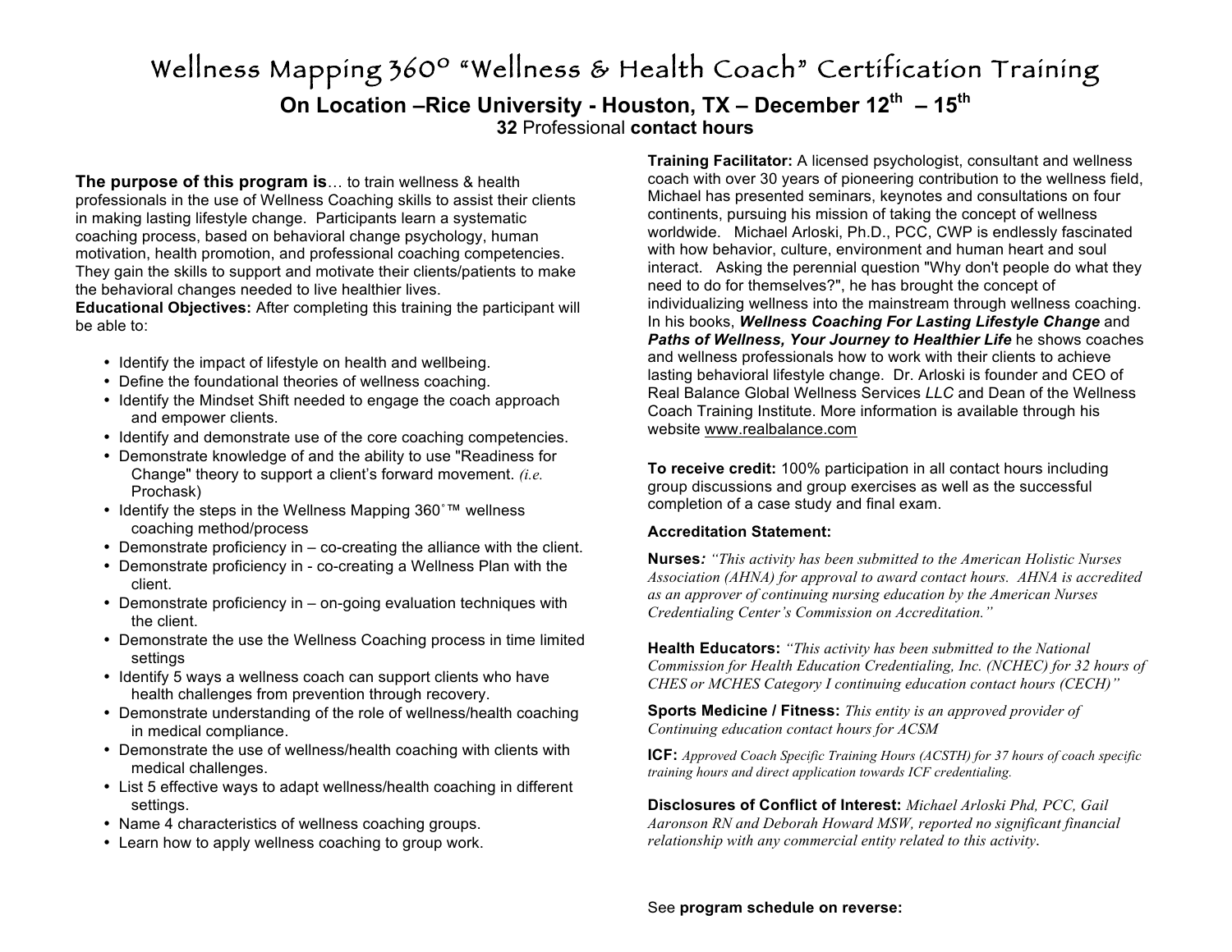# Wellness Mapping 360º "Wellness & Health Coach" Certification Training

## On Location –Rice University - Houston, TX – December 12th – 15th

**32** Professional **contact hours**

**The purpose of this program is**… to train wellness & health professionals in the use of Wellness Coaching skills to assist their clients in making lasting lifestyle change. Participants learn a systematic coaching process, based on behavioral change psychology, human motivation, health promotion, and professional coaching competencies. They gain the skills to support and motivate their clients/patients to make the behavioral changes needed to live healthier lives.

**Educational Objectives:** After completing this training the participant will be able to:

- Identify the impact of lifestyle on health and wellbeing.
- Define the foundational theories of wellness coaching.
- Identify the Mindset Shift needed to engage the coach approach and empower clients.
- Identify and demonstrate use of the core coaching competencies.
- Demonstrate knowledge of and the ability to use "Readiness for Change" theory to support a client's forward movement. *(i.e.* Prochask)
- Identify the steps in the Wellness Mapping 360˚™ wellness coaching method/process
- Demonstrate proficiency in – co-creating the alliance with the client.
- Demonstrate proficiency in - co-creating a Wellness Plan with the client.
- Demonstrate proficiency in – on-going evaluation techniques with the client.
- Demonstrate the use the Wellness Coaching process in time limited settings
- Identify 5 ways a wellness coach can support clients who have health challenges from prevention through recovery.
- Demonstrate understanding of the role of wellness/health coaching in medical compliance.
- Demonstrate the use of wellness/health coaching with clients with medical challenges.
- List 5 effective ways to adapt wellness/health coaching in different settings.
- Name 4 characteristics of wellness coaching groups.
- Learn how to apply wellness coaching to group work.

**Training Facilitator:** A licensed psychologist, consultant and wellness coach with over 30 years of pioneering contribution to the wellness field, Michael has presented seminars, keynotes and consultations on four continents, pursuing his mission of taking the concept of wellness worldwide. Michael Arloski, Ph.D., PCC, CWP is endlessly fascinated with how behavior, culture, environment and human heart and soul interact. Asking the perennial question "Why don't people do what they need to do for themselves?", he has brought the concept of individualizing wellness into the mainstream through wellness coaching. In his books, ***Wellness Coaching For Lasting Lifestyle Change*** and ***Paths of Wellness, Your Journey to Healthier Life*** he shows coaches and wellness professionals how to work with their clients to achieve lasting behavioral lifestyle change. Dr. Arloski is founder and CEO of Real Balance Global Wellness Services *LLC* and Dean of the Wellness Coach Training Institute. More information is available through his website www.realbalance.com

**To receive credit:** 100% participation in all contact hours including group discussions and group exercises as well as the successful completion of a case study and final exam.

**Accreditation Statement:**

**Nurses***: "This activity has been submitted to the American Holistic Nurses Association (AHNA) for approval to award contact hours. AHNA is accredited as an approver of continuing nursing education by the American Nurses Credentialing Center's Commission on Accreditation."*

**Health Educators:** *"This activity has been submitted to the National Commission for Health Education Credentialing, Inc. (NCHEC) for 32 hours of CHES or MCHES Category I continuing education contact hours (CECH)"*

**Sports Medicine / Fitness:** *This entity is an approved provider of Continuing education contact hours for ACSM*

**ICF:** *Approved Coach Specific Training Hours (ACSTH) for 37 hours of coach specific training hours and direct application towards ICF credentialing.*

**Disclosures of Conflict of Interest:** *Michael Arloski Phd, PCC, Gail Aaronson RN and Deborah Howard MSW, reported no significant financial relationship with any commercial entity related to this activity*.

See **program schedule on reverse:**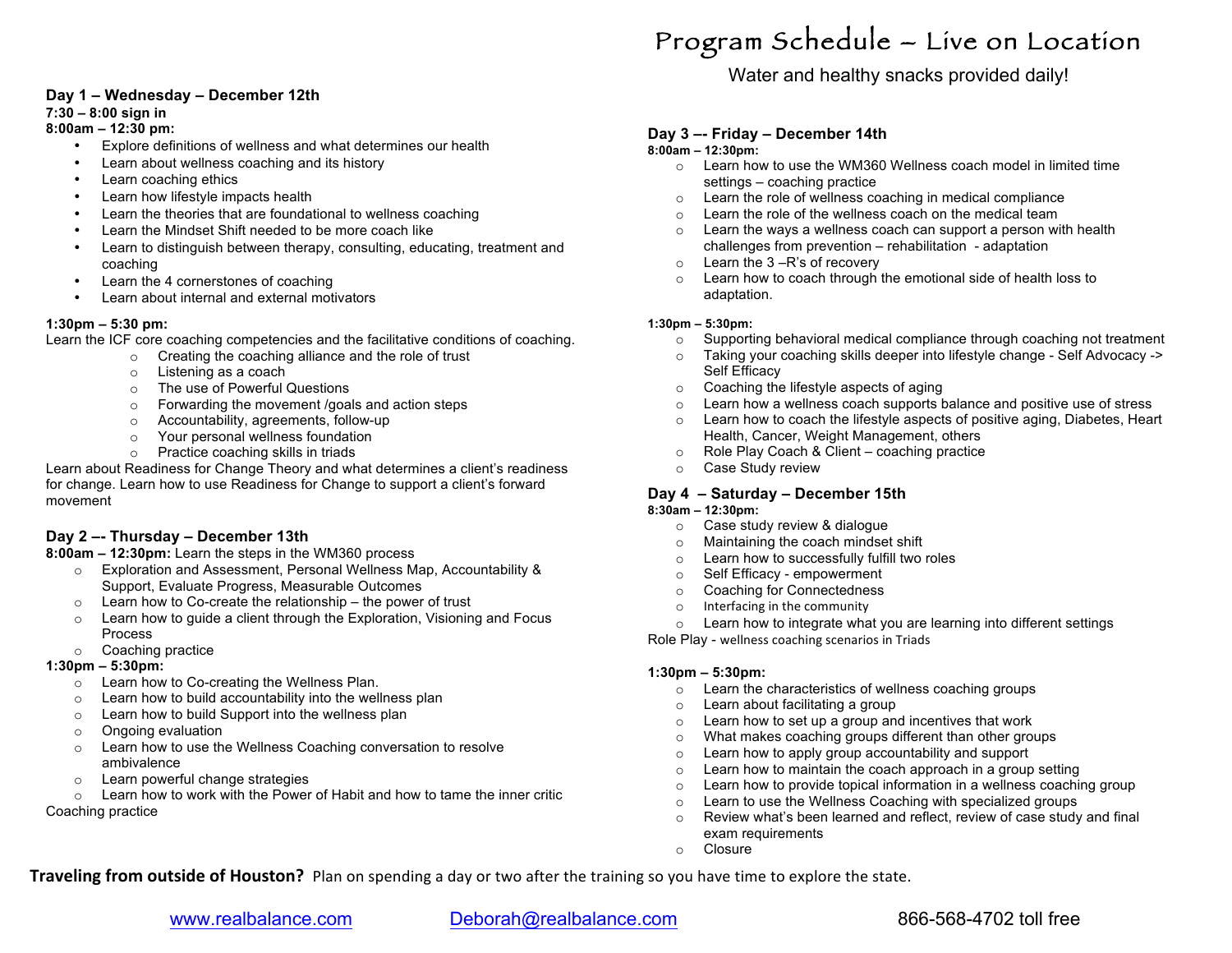# Program Schedule – Live on Location

Water and healthy snacks provided daily!

### Day 1 – Wednesday – December 12th

**7:30 – 8:00 sign in**

**8:00am – 12:30 pm:**

- Explore definitions of wellness and what determines our health
- Learn about wellness coaching and its history
- Learn coaching ethics
- Learn how lifestyle impacts health
- Learn the theories that are foundational to wellness coaching
- Learn the Mindset Shift needed to be more coach like
- Learn to distinguish between therapy, consulting, educating, treatment and coaching
- Learn the 4 cornerstones of coaching
- Learn about internal and external motivators

**1:30pm – 5:30 pm:**

Learn the ICF core coaching competencies and the facilitative conditions of coaching.

- Creating the coaching alliance and the role of trust
- Listening as a coach
- The use of Powerful Questions
- Forwarding the movement /goals and action steps
- Accountability, agreements, follow-up
- Your personal wellness foundation
- Practice coaching skills in triads

Learn about Readiness for Change Theory and what determines a client's readiness for change. Learn how to use Readiness for Change to support a client's forward movement

### Day 2 –- Thursday – December 13th

**8:00am – 12:30pm:** Learn the steps in the WM360 process

- Exploration and Assessment, Personal Wellness Map, Accountability & Support, Evaluate Progress, Measurable Outcomes
- Learn how to Co-create the relationship – the power of trust
- Learn how to guide a client through the Exploration, Visioning and Focus Process
- Coaching practice

**1:30pm – 5:30pm:**

- Learn how to Co-creating the Wellness Plan.
- Learn how to build accountability into the wellness plan
- Learn how to build Support into the wellness plan
- Ongoing evaluation
- Learn how to use the Wellness Coaching conversation to resolve ambivalence
- Learn powerful change strategies
- Learn how to work with the Power of Habit and how to tame the inner critic

Coaching practice

### Day 3 –- Friday – December 14th

**8:00am – 12:30pm:**

- Learn how to use the WM360 Wellness coach model in limited time settings – coaching practice
- Learn the role of wellness coaching in medical compliance
- Learn the role of the wellness coach on the medical team
- Learn the ways a wellness coach can support a person with health challenges from prevention – rehabilitation - adaptation
- Learn the 3 –R's of recovery
- Learn how to coach through the emotional side of health loss to adaptation.

**1:30pm – 5:30pm:**

- Supporting behavioral medical compliance through coaching not treatment
- Taking your coaching skills deeper into lifestyle change - Self Advocacy -> Self Efficacy
- Coaching the lifestyle aspects of aging
- Learn how a wellness coach supports balance and positive use of stress
- Learn how to coach the lifestyle aspects of positive aging, Diabetes, Heart Health, Cancer, Weight Management, others
- Role Play Coach & Client – coaching practice
- Case Study review

### Day 4 – Saturday – December 15th

**8:30am – 12:30pm:**

- Case study review & dialogue
- Maintaining the coach mindset shift
- Learn how to successfully fulfill two roles
- Self Efficacy - empowerment
- Coaching for Connectedness
- Interfacing in the community
- Learn how to integrate what you are learning into different settings

Role Play - wellness coaching scenarios in Triads

**1:30pm – 5:30pm:**

- Learn the characteristics of wellness coaching groups
- Learn about facilitating a group
- Learn how to set up a group and incentives that work
- What makes coaching groups different than other groups
- Learn how to apply group accountability and support
- Learn how to maintain the coach approach in a group setting
- Learn how to provide topical information in a wellness coaching group
- Learn to use the Wellness Coaching with specialized groups
- Review what's been learned and reflect, review of case study and final exam requirements
- Closure

**Traveling from outside of Houston?** Plan on spending a day or two after the training so you have time to explore the state.

www.realbalance.com    Deborah@realbalance.com    866-568-4702 toll free